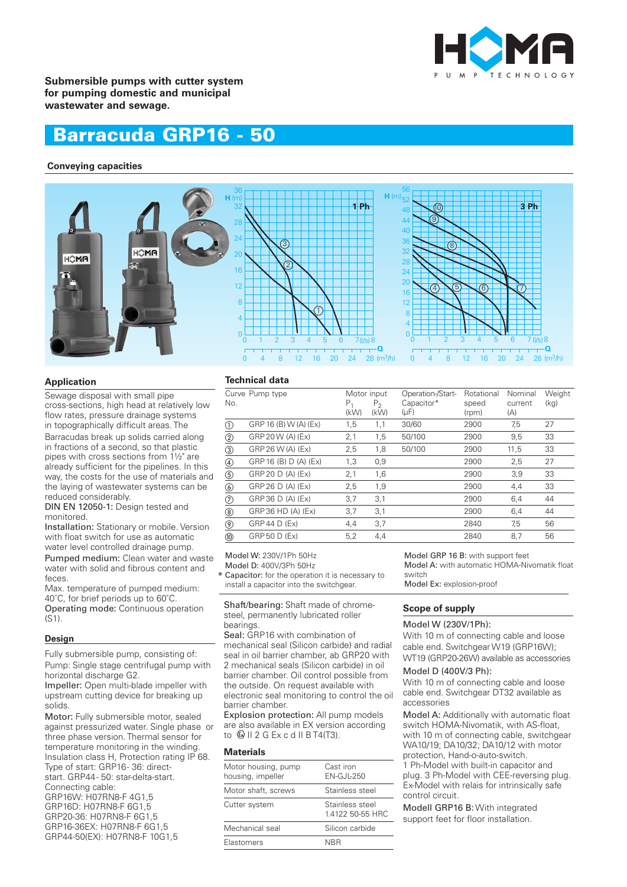Submersible pumps with cutter system for pumping domestic and municipal wastewater and sewage.

# Barracuda GRP16 - 50

## Conveying capacities

## Application

Sewage disposal with small pipe cross-sections, high head at relatively low flow rates, pressure drainage systems in topographically difficult areas. The Barracudas break up solids carried along in fractions of a second, so that plastic pipes with cross sections from 1½" are already sufficient for the pipelines. In this way, the costs for the use of materials and the laying of wastewater systems can be reduced considerably.

**DIN EN 12050-1:** Design tested and monitored.

**Installation:** Stationary or mobile. Version with float switch for use as automatic water level controlled drainage pump.

**Pumped medium:** Clean water and waste water with solid and fibrous content and feces.

Max. temperature of pumped medium: 40°C, for brief periods up to 60°C.

**Operating mode:** Continuous operation (S1).

## Design

Fully submersible pump, consisting of:

**Pump:** Single stage centrifugal pump with horizontal discharge G2.

**Impeller:** Open multi-blade impeller with upstream cutting device for breaking up solids.

**Motor:** Fully submersible motor, sealed against pressurized water. Single phase or three phase version. Thermal sensor for temperature monitoring in the winding. Insulation class H, Protection rating IP 68.

Type of start: GRP16- 36: direct-start. GRP44- 50: star-delta-start.

Connecting cable:
GRP16W: H07RN8-F 4G1,5
GRP16D: H07RN8-F 6G1,5
GRP20-36: H07RN8-F 6G1,5
GRP16-36EX: H07RN8-F 6G1,5
GRP44-50(EX): H07RN8-F 10G1,5

## Technical data

| Curve No. | Pump type | Motor input $P_1$ (kW) | $P_2$ (kW) | Operation-/Start-Capacitor* (μF) | Rotational speed (rpm) | Nominal current (A) | Weight (kg) |
|---|---|---|---|---|---|---|---|
| ① | GRP 16 (B) W (A) (Ex) | 1,5 | 1,1 | 30/60 | 2900 | 7,5 | 27 |
| ② | GRP 20 W (A) (Ex) | 2,1 | 1,5 | 50/100 | 2900 | 9,5 | 33 |
| ③ | GRP 26 W (A) (Ex) | 2,5 | 1,8 | 50/100 | 2900 | 11,5 | 33 |
| ④ | GRP 16 (B) D (A) (Ex) | 1,3 | 0,9 | | 2900 | 2,5 | 27 |
| ⑤ | GRP 20 D (A) (Ex) | 2,1 | 1,6 | | 2900 | 3,9 | 33 |
| ⑥ | GRP 26 D (A) (Ex) | 2,5 | 1,9 | | 2900 | 4,4 | 33 |
| ⑦ | GRP 36 D (A) (Ex) | 3,7 | 3,1 | | 2900 | 6,4 | 44 |
| ⑧ | GRP 36 HD (A) (Ex) | 3,7 | 3,1 | | 2900 | 6,4 | 44 |
| ⑨ | GRP 44 D (Ex) | 4,4 | 3,7 | | 2840 | 7,5 | 56 |
| ⑩ | GRP 50 D (Ex) | 5,2 | 4,4 | | 2840 | 8,7 | 56 |

Model W: 230V/1Ph 50Hz
Model D: 400V/3Ph 50Hz
* Capacitor: for the operation it is necessary to install a capacitor into the switchgear.

Model GRP 16 B: with support feet
Model A: with automatic HOMA-Nivomatik float switch
Model Ex: explosion-proof

**Shaft/bearing:** Shaft made of chrome-steel, permanently lubricated roller bearings.

**Seal:** GRP16 with combination of mechanical seal (Silicon carbide) and radial seal in oil barrier chamber, ab GRP20 with 2 mechanical seals (Silicon carbide) in oil barrier chamber. Oil control possible from the outside. On request available with electronic seal monitoring to control the oil barrier chamber.

**Explosion protection:** All pump models are also available in EX version according to Ex II 2 G Ex c d II B T4(T3).

## Materials

| | |
|---|---|
| Motor housing, pump housing, impeller | Cast iron EN-GJL-250 |
| Motor shaft, screws | Stainless steel |
| Cutter system | Stainless steel 1.4122 50-55 HRC |
| Mechanical seal | Silicon carbide |
| Elastomers | NBR |

## Scope of supply

**Model W (230V/1Ph):**
With 10 m of connecting cable and loose cable end. Switchgear W19 (GRP16W); WT19 (GRP20-26W) available as accessories

**Model D (400V/3 Ph):**
With 10 m of connecting cable and loose cable end. Switchgear DT32 available as accessories

**Model A:** Additionally with automatic float switch HOMA-Nivomatik, with AS-float, with 10 m of connecting cable, switchgear WA10/19; DA10/32; DA10/12 with motor protection, Hand-o-auto-switch.
1 Ph-Model with built-in capacitor and plug. 3 Ph-Model with CEE-reversing plug. Ex-Model with relais for intrinsically safe control circuit.

**Modell GRP16 B:** With integrated support feet for floor installation.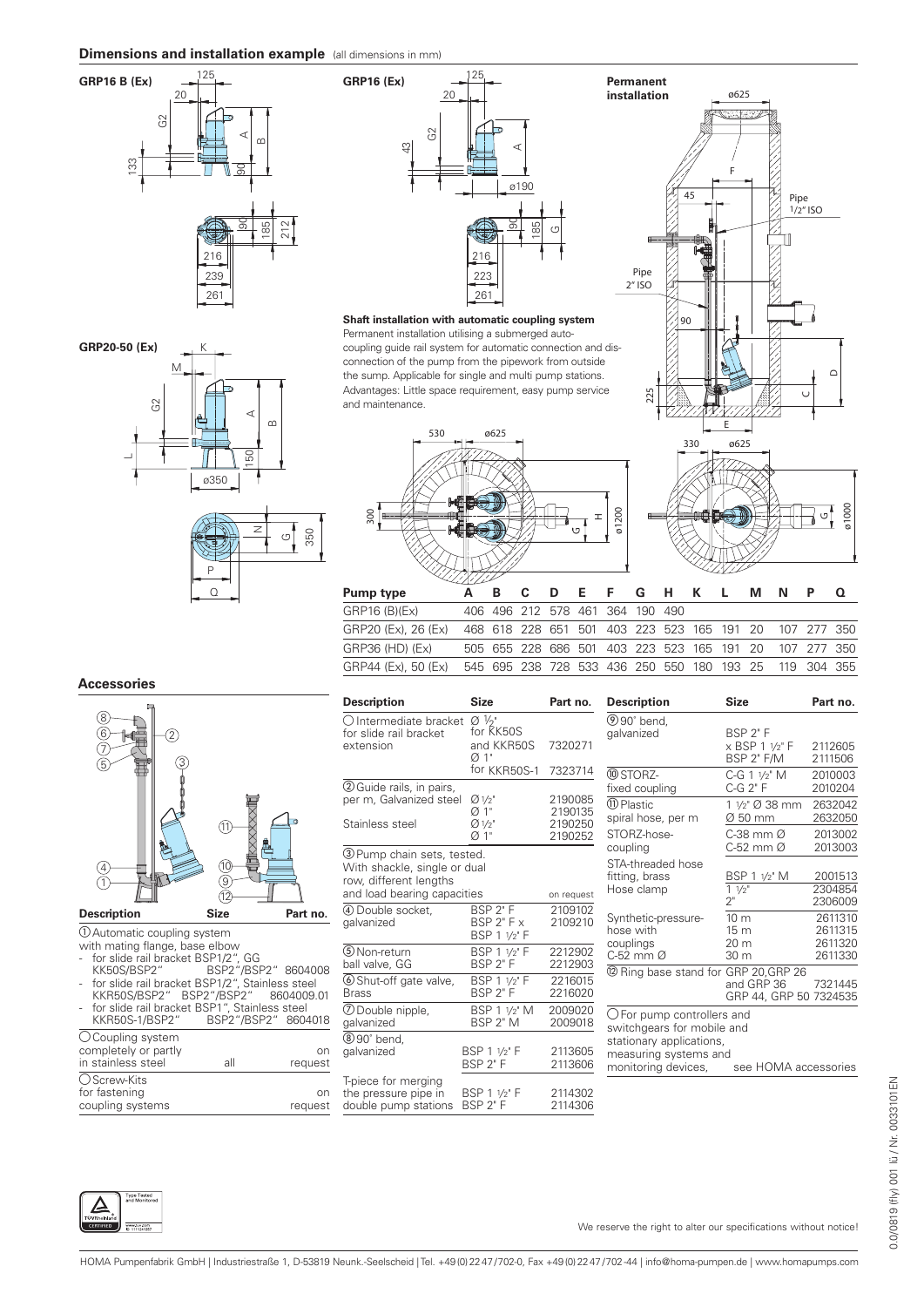## Dimensions and installation example (all dimensions in mm)

GRP16 B (Ex)

GRP16 (Ex)

GRP20-50 (Ex)

Permanent installation

Pipe 1/2" ISO

Pipe 2" ISO

**Shaft installation with automatic coupling system**

Permanent installation utilising a submerged auto-coupling guide rail system for automatic connection and disconnection of the pump from the pipework from outside the sump. Applicable for single and multi pump stations. Advantages: Little space requirement, easy pump service and maintenance.

| Pump type | A | B | C | D | E | F | G | H | K | L | M | N | P | Q |
|---|---|---|---|---|---|---|---|---|---|---|---|---|---|---|
| GRP16 (B)(Ex) | 406 | 496 | 212 | 578 | 461 | 364 | 190 | 490 | | | | | | |
| GRP20 (Ex), 26 (Ex) | 468 | 618 | 228 | 651 | 501 | 403 | 223 | 523 | 165 | 191 | 20 | 107 | 277 | 350 |
| GRP36 (HD) (Ex) | 505 | 655 | 228 | 686 | 501 | 403 | 223 | 523 | 165 | 191 | 20 | 107 | 277 | 350 |
| GRP44 (Ex), 50 (Ex) | 545 | 695 | 238 | 728 | 533 | 436 | 250 | 550 | 180 | 193 | 25 | 119 | 304 | 355 |

## Accessories

| Description | Size | Part no. |
|---|---|---|
| ① Automatic coupling system with mating flange, base elbow | | |
| - for slide rail bracket BSP1/2", GG KK50S/BSP2" | BSP2"/BSP2" | 8604008 |
| - for slide rail bracket BSP1/2", Stainless steel KKR50S/BSP2" | BSP2"/BSP2" | 8604009.01 |
| - for slide rail bracket BSP1", Stainless steel KKR50S-1/BSP2" | BSP2"/BSP2" | 8604018 |
| ○ Coupling system completely or partly in stainless steel | all | on request |
| ○ Screw-Kits for fastening coupling systems | | on request |

| Description | Size | Part no. |
|---|---|---|
| ○ Intermediate bracket for slide rail bracket extension | Ø ½" for KK50S and KKR50S | 7320271 |
| | Ø 1" for KKR50S-1 | 7323714 |
| ② Guide rails, in pairs, per m, Galvanized steel | Ø ½" | 2190085 |
| | Ø 1" | 2190135 |
| Stainless steel | Ø ½" | 2190250 |
| | Ø 1" | 2190252 |
| ③ Pump chain sets, tested. With shackle, single or dual row, different lengths and load bearing capacities | | on request |
| ④ Double socket, galvanized | BSP 2" F | 2109102 |
| | BSP 2" F x BSP 1 ½" F | 2109210 |
| ⑤ Non-return ball valve, GG | BSP 1 ½" F | 2212902 |
| | BSP 2" F | 2212903 |
| ⑥ Shut-off gate valve, Brass | BSP 1 ½" F | 2216015 |
| | BSP 2" F | 2216020 |
| ⑦ Double nipple, galvanized | BSP 1 ½" M | 2009020 |
| | BSP 2" M | 2009018 |
| ⑧ 90° bend, galvanized | BSP 1 ½" F | 2113605 |
| | BSP 2" F | 2113606 |
| T-piece for merging the pressure pipe in double pump stations | BSP 1 ½" F | 2114302 |
| | BSP 2" F | 2114306 |

| Description | Size | Part no. |
|---|---|---|
| ⑨ 90° bend, galvanized | BSP 2" F x BSP 1 ½" F | 2112605 |
| | BSP 2" F/M | 2111506 |
| ⑩ STORZ-fixed coupling | C-G 1 ½" M | 2010003 |
| | C-G 2" F | 2010204 |
| ⑪ Plastic spiral hose, per m | 1 ½" Ø 38 mm | 2632042 |
| | Ø 50 mm | 2632050 |
| STORZ-hose-coupling | C-38 mm Ø | 2013002 |
| | C-52 mm Ø | 2013003 |
| STA-threaded hose fitting, brass | BSP 1 ½" M | 2001513 |
| Hose clamp | 1 ½" | 2304854 |
| | 2" | 2306009 |
| Synthetic-pressure-hose with couplings C-52 mm Ø | 10 m | 2611310 |
| | 15 m | 2611315 |
| | 20 m | 2611320 |
| | 30 m | 2611330 |
| ⑫ Ring base stand for GRP 20, GRP 26 and GRP 36 | | 7321445 |
| GRP 44, GRP 50 | | 7324535 |
| ○ For pump controllers and switchgears for mobile and stationary applications, measuring systems and monitoring devices, | see HOMA accessories | |

We reserve the right to alter our specifications without notice!

HOMA Pumpenfabrik GmbH | Industriestraße 1, D-53819 Neunk.-Seelscheid | Tel. +49 (0) 22 47/702-0, Fax +49 (0) 22 47/702-44 | info@homa-pumpen.de | www.homapumps.com

0.0/0819 (fly) 001 lü / Nr. 0033101EN